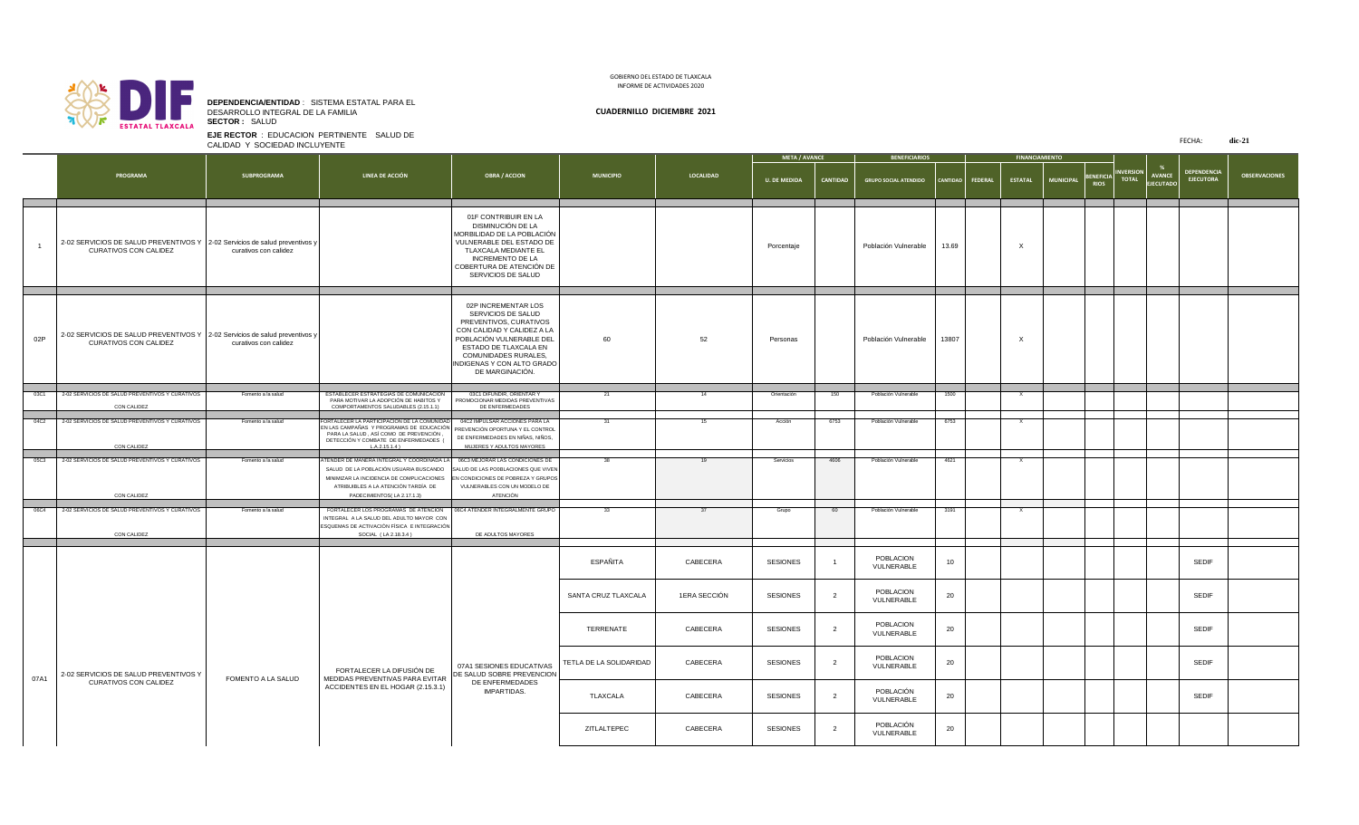GOBIERNO DEL ESTADO DE TLAXCALA
INFORME DE ACTIVIDADES 2020

**DEPENDENCIA/ENTIDAD** : SISTEMA ESTATAL PARA EL DESARROLLO INTEGRAL DE LA FAMILIA
**SECTOR :** SALUD
**EJE RECTOR** : EDUCACION PERTINENTE SALUD DE CALIDAD Y SOCIEDAD INCLUYENTE

**CUADERNILLO DICIEMBRE 2021**

FECHA: **dic-21**

| | PROGRAMA | SUBPROGRAMA | LINEA DE ACCIÓN | OBRA / ACCION | MUNICIPIO | LOCALIDAD | META / AVANCE | | BENEFICIARIOS | | FINANCIAMIENTO | | | | INVERSION TOTAL | % AVANCE EJECUTADO | DEPENDENCIA EJECUTORA | OBSERVACIONES |
|---|---|---|---|---|---|---|---|---|---|---|---|---|---|---|---|---|---|---|
| | | | | | | | U. DE MEDIDA | CANTIDAD | GRUPO SOCIAL ATENDIDO | CANTIDAD | FEDERAL | ESTATAL | MUNICIPAL | BENEFICIARIOS | | | | |
| 1 | 2-02 SERVICIOS DE SALUD PREVENTIVOS Y CURATIVOS CON CALIDEZ | 2-02 Servicios de salud preventivos y curativos con calidez | | 01F CONTRIBUIR EN LA DISMINUCIÓN DE LA MORBILIDAD DE LA POBLACIÓN VULNERABLE DEL ESTADO DE TLAXCALA MEDIANTE EL INCREMENTO DE LA COBERTURA DE ATENCIÓN DE SERVICIOS DE SALUD | | | Porcentaje | | Población Vulnerable | 13.69 | | X | | | | | | |
| 02P | 2-02 SERVICIOS DE SALUD PREVENTIVOS Y CURATIVOS CON CALIDEZ | 2-02 Servicios de salud preventivos y curativos con calidez | | 02P INCREMENTAR LOS SERVICIOS DE SALUD PREVENTIVOS, CURATIVOS CON CALIDAD Y CALIDEZ A LA POBLACIÓN VULNERABLE DEL ESTADO DE TLAXCALA EN COMUNIDADES RURALES, INDIGENAS Y CON ALTO GRADO DE MARGINACIÓN. | 60 | 52 | Personas | | Población Vulnerable | 13807 | | X | | | | | | |
| 03C1 | 2-02 SERVICIOS DE SALUD PREVENTIVOS Y CURATIVOS CON CALIDEZ | Fomento a la salud | ESTABLECER ESTRATEGIAS DE COMUNICACIÓN PARA MOTIVAR LA ADOPCIÓN DE HABITOS Y COMPORTAMIENTOS SALUDABLES (2.15.1.1) | 03C1 DIFUNDIR, ORIENTAR Y PROMOCIONAR MEDIDAS PREVENTIVAS DE ENFERMEDADES | 21 | 14 | Orientación | 150 | Población Vulnerable | 1500 | | X | | | | | | |
| 04C2 | 2-02 SERVICIOS DE SALUD PREVENTIVOS Y CURATIVOS CON CALIDEZ | Fomento a la salud | FORTALECER LA PARTICIPACIÓN DE LA COMUNIDAD EN LAS CAMPAÑAS Y PROGRAMAS DE EDUCACIÓN PARA LA SALUD , ASÍ COMO DE PREVENCIÓN , DETECCIÓN Y COMBATE DE ENFERMEDADES ( L.A.2.15.1.4 ) | 04C2 IMPULSAR ACCIONES PARA LA PREVENCIÓN OPORTUNA Y EL CONTROL DE ENFERMEDADES EN NIÑAS, NIÑOS, MUJERES Y ADULTOS MAYORES | 31 | 15 | Acción | 6753 | Población Vulnerable | 6753 | | X | | | | | | |
| 05C3 | 2-02 SERVICIOS DE SALUD PREVENTIVOS Y CURATIVOS CON CALIDEZ | Fomento a la salud | ATENDER DE MANERA INTEGRAL Y COORDINADA LA SALUD DE LA POBLACIÓN USUARIA BUSCANDO MINIMIZAR LA INCIDENCIA DE COMPLICACIONES ATRIBUIBLES A LA ATENCIÓN TARDÍA DE PADECIMIENTOS( LA 2.17.1.2) | 06C3 MEJORAR LAS CONDICIONES DE SALUD DE LAS POOBLACIONES QUE VIVEN EN CONDICIONES DE POBREZA Y GRUPOS VULNERABLES CON UN MODELO DE ATENCIÓN | 36 | 19 | Servicios | 4606 | Población Vulnerable | 4621 | | X | | | | | | |
| 06C4 | 2-02 SERVICIOS DE SALUD PREVENTIVOS Y CURATIVOS CON CALIDEZ | Fomento a la salud | FORTALECER LOS PROGRAMAS DE ATENCIÓN INTEGRAL A LA SALUD DEL ADULTO MAYOR CON ESQUEMAS DE ACTIVACIÓN FÍSICA E INTEGRACIÓN SOCIAL ( LA 2.18.3.4 ) | 06C4 ATENDER INTEGRALMENTE GRUPO DE ADULTOS MAYORES | 33 | 37 | Grupo | 60 | Población Vulnerable | 3191 | | X | | | | | | |
| 07A1 | 2-02 SERVICIOS DE SALUD PREVENTIVOS Y CURATIVOS CON CALIDEZ | FOMENTO A LA SALUD | FORTALECER LA DIFUSIÓN DE MEDIDAS PREVENTIVAS PARA EVITAR ACCIDENTES EN EL HOGAR (2.15.3.1) | 07A1 SESIONES EDUCATIVAS DE SALUD SOBRE PREVENCION DE ENFERMEDADES IMPARTIDAS. | ESPAÑITA | CABECERA | SESIONES | 1 | POBLACION VULNERABLE | 10 | | | | | | | SEDIF | |
| | | | | | SANTA CRUZ TLAXCALA | 1ERA SECCIÓN | SESIONES | 2 | POBLACION VULNERABLE | 20 | | | | | | | SEDIF | |
| | | | | | TERRENATE | CABECERA | SESIONES | 2 | POBLACION VULNERABLE | 20 | | | | | | | SEDIF | |
| | | | | | TETLA DE LA SOLIDARIDAD | CABECERA | SESIONES | 2 | POBLACION VULNERABLE | 20 | | | | | | | SEDIF | |
| | | | | | TLAXCALA | CABECERA | SESIONES | 2 | POBLACIÓN VULNERABLE | 20 | | | | | | | SEDIF | |
| | | | | | ZITLALTEPEC | CABECERA | SESIONES | 2 | POBLACIÓN VULNERABLE | 20 | | | | | | | | |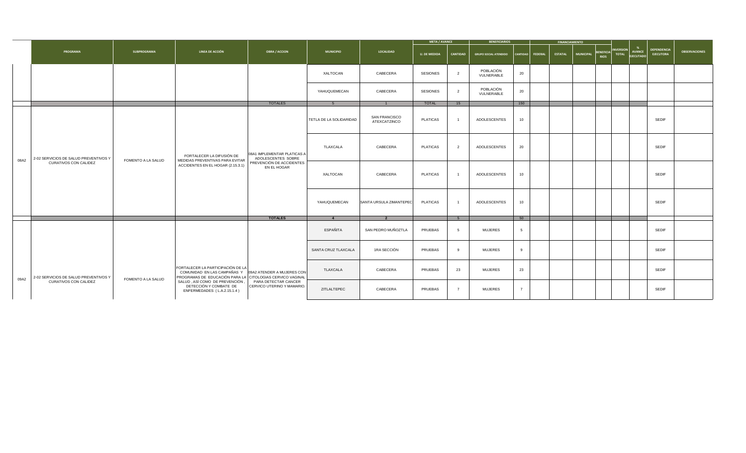| | PROGRAMA | SUBPROGRAMA | LINEA DE ACCIÓN | OBRA / ACCION | MUNICIPIO | LOCALIDAD | META / AVANCE | | BENEFICIARIOS | | FINANCIAMIENTO | | | | INVERSION TOTAL | % AVANCE EJECUTADO | DEPENDENCIA EJECUTORA | OBSERVACIONES |
|---|---|---|---|---|---|---|---|---|---|---|---|---|---|---|---|---|---|---|
| | | | | | | | U. DE MEDIDA | CANTIDAD | GRUPO SOCIAL ATENDIDO | CANTIDAD | FEDERAL | ESTATAL | MUNICIPAL | BENEFICIARIOS | | | | |
| | | | | | XALTOCAN | CABECERA | SESIONES | 2 | POBLACIÓN VULNERABLE | 20 | | | | | | | | |
| | | | | | YAHUQUEMECAN | CABECERA | SESIONES | 2 | POBLACIÓN VULNERABLE | 20 | | | | | | | | |
| | | | | TOTALES | 5 | 1 | TOTAL | 15 | | 150 | | | | | | | | |
| 08A2 | 2-02 SERVICIOS DE SALUD PREVENTIVOS Y CURATIVOS CON CALIDEZ | FOMENTO A LA SALUD | FORTALECER LA DIFUSIÓN DE MEDIDAS PREVENTIVAS PARA EVITAR ACCIDENTES EN EL HOGAR (2.15.3.1) | 08A1 IMPLEMENTAR PLATICAS A ADOLESCENTES SOBRE PREVENCIÓN DE ACCIDENTES EN EL HOGAR | TETLA DE LA SOLIDARIDAD | SAN FRANCISCO ATEXCATZINCO | PLATICAS | 1 | ADOLESCENTES | 10 | | | | | | | SEDIF | |
| | | | | | TLAXCALA | CABECERA | PLATICAS | 2 | ADOLESCENTES | 20 | | | | | | | SEDIF | |
| | | | | | XALTOCAN | CABECERA | PLATICAS | 1 | ADOLESCENTES | 10 | | | | | | | SEDIF | |
| | | | | | YAHUQUEMECAN | SANTA URSULA ZIMANTEPEC | PLATICAS | 1 | ADOLESCENTES | 10 | | | | | | | SEDIF | |
| | | | | TOTALES | 4 | 2 | | 5 | | 50 | | | | | | | | |
| 09A2 | 2-02 SERVICIOS DE SALUD PREVENTIVOS Y CURATIVOS CON CALIDEZ | FOMENTO A LA SALUD | FORTALECER LA PARTICIPACIÓN DE LA COMUNIDAD EN LAS CAMPAÑAS Y PROGRAMAS DE EDUCACIÓN PARA LA SALUD , ASÍ COMO DE PREVENCIÓN , DETECCIÓN Y COMBATE DE ENFERMEDADES ( L.A.2.15.1.4 ) | 09A2 ATENDER A MUJERES CON CITOLOGIAS CERVICO VAGINAL PARA DETECTAR CANCER CERVICO UTERINO Y MAMARIO. | ESPAÑITA | SAN PEDRO MUÑOZTLA | PRUEBAS | 5 | MUJERES | 5 | | | | | | | SEDIF | |
| | | | | | SANTA CRUZ TLAXCALA | 1RA SECCIÓN | PRUEBAS | 9 | MUJERES | 9 | | | | | | | SEDIF | |
| | | | | | TLAXCALA | CABECERA | PRUEBAS | 23 | MUJERES | 23 | | | | | | | SEDIF | |
| | | | | | ZITLALTEPEC | CABECERA | PRUEBAS | 7 | MUJERES | 7 | | | | | | | SEDIF | |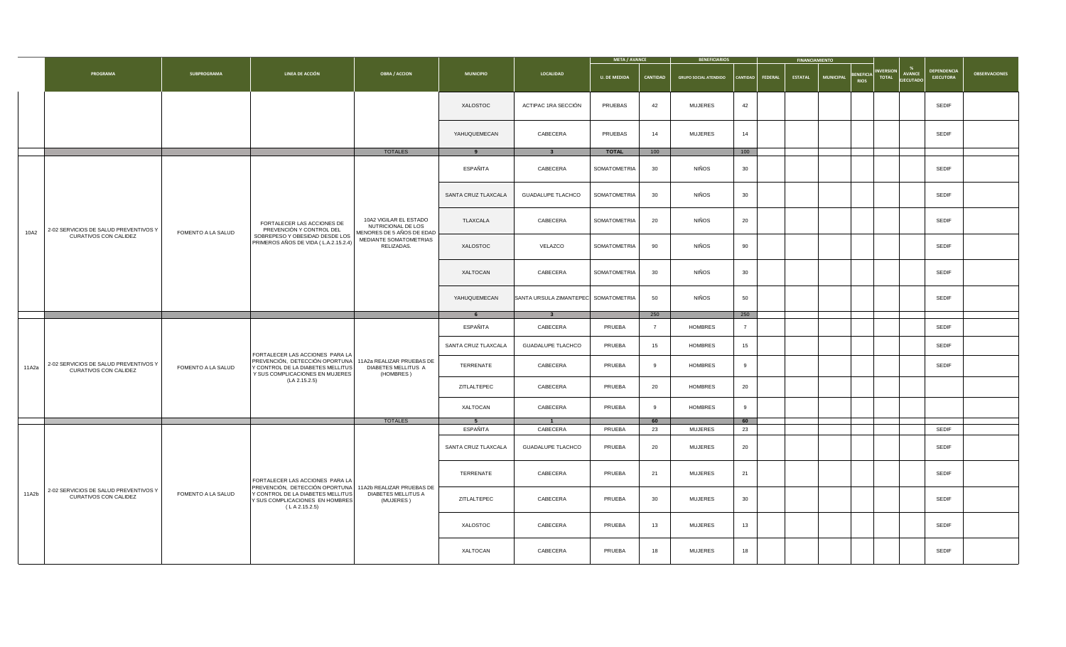| | PROGRAMA | SUBPROGRAMA | LINEA DE ACCIÓN | OBRA / ACCION | MUNICIPIO | LOCALIDAD | META / AVANCE | | BENEFICIARIOS | | FINANCIAMIENTO | | | | INVERSION TOTAL | % AVANCE EJECUTADO | DEPENDENCIA EJECUTORA | OBSERVACIONES |
|---|---|---|---|---|---|---|---|---|---|---|---|---|---|---|---|---|---|---|
| | | | | | | | U. DE MEDIDA | CANTIDAD | GRUPO SOCIAL ATENDIDO | CANTIDAD | FEDERAL | ESTATAL | MUNICIPAL | BENEFICIARIOS | | | | |
| | | | | | XALOSTOC | ACTIPAC 1RA SECCIÓN | PRUEBAS | 42 | MUJERES | 42 | | | | | | | SEDIF | |
| | | | | | YAHUQUEMECAN | CABECERA | PRUEBAS | 14 | MUJERES | 14 | | | | | | | SEDIF | |
| | | | | TOTALES | 9 | 3 | TOTAL | 100 | | 100 | | | | | | | | |
| 10A2 | 2-02 SERVICIOS DE SALUD PREVENTIVOS Y CURATIVOS CON CALIDEZ | FOMENTO A LA SALUD | FORTALECER LAS ACCIONES DE PREVENCIÓN Y CONTROL DEL SOBREPESO Y OBESIDAD DESDE LOS PRIMEROS AÑOS DE VIDA ( L.A.2.15.2.4) | 10A2 VIGILAR EL ESTADO NUTRICIONAL DE LOS MENORES DE 5 AÑOS DE EDAD MEDIANTE SOMATOMETRIAS RELIZADAS. | ESPAÑITA | CABECERA | SOMATOMETRIA | 30 | NIÑOS | 30 | | | | | | | SEDIF | |
| | | | | | SANTA CRUZ TLAXCALA | GUADALUPE TLACHCO | SOMATOMETRIA | 30 | NIÑOS | 30 | | | | | | | SEDIF | |
| | | | | | TLAXCALA | CABECERA | SOMATOMETRIA | 20 | NIÑOS | 20 | | | | | | | SEDIF | |
| | | | | | XALOSTOC | VELAZCO | SOMATOMETRIA | 90 | NIÑOS | 90 | | | | | | | SEDIF | |
| | | | | | XALTOCAN | CABECERA | SOMATOMETRIA | 30 | NIÑOS | 30 | | | | | | | SEDIF | |
| | | | | | YAHUQUEMECAN | SANTA URSULA ZIMANTEPEC | SOMATOMETRIA | 50 | NIÑOS | 50 | | | | | | | SEDIF | |
| | | | | | 6 | 3 | | 250 | | 250 | | | | | | | | |
| 11A2a | 2-02 SERVICIOS DE SALUD PREVENTIVOS Y CURATIVOS CON CALIDEZ | FOMENTO A LA SALUD | FORTALECER LAS ACCIONES PARA LA PREVENCIÓN, DETECCIÓN OPORTUNA Y CONTROL DE LA DIABETES MELLITUS Y SUS COMPLICACIONES EN MUJERES (LA 2.15.2.5) | 11A2a REALIZAR PRUEBAS DE DIABETES MELLITUS A (HOMBRES ) | ESPAÑITA | CABECERA | PRUEBA | 7 | HOMBRES | 7 | | | | | | | SEDIF | |
| | | | | | SANTA CRUZ TLAXCALA | GUADALUPE TLACHCO | PRUEBA | 15 | HOMBRES | 15 | | | | | | | SEDIF | |
| | | | | | TERRENATE | CABECERA | PRUEBA | 9 | HOMBRES | 9 | | | | | | | SEDIF | |
| | | | | | ZITLALTEPEC | CABECERA | PRUEBA | 20 | HOMBRES | 20 | | | | | | | | |
| | | | | | XALTOCAN | CABECERA | PRUEBA | 9 | HOMBRES | 9 | | | | | | | | |
| | | | | TOTALES | 5 | 1 | | 60 | | 60 | | | | | | | | |
| 11A2b | 2-02 SERVICIOS DE SALUD PREVENTIVOS Y CURATIVOS CON CALIDEZ | FOMENTO A LA SALUD | FORTALECER LAS ACCIONES PARA LA PREVENCIÓN, DETECCIÓN OPORTUNA Y CONTROL DE LA DIABETES MELLITUS Y SUS COMPLICACIONES EN HOMBRES ( L A 2.15.2.5) | 11A2b REALIZAR PRUEBAS DE DIABETES MELLITUS A (MUJERES ) | ESPAÑITA | CABECERA | PRUEBA | 23 | MUJERES | 23 | | | | | | | SEDIF | |
| | | | | | SANTA CRUZ TLAXCALA | GUADALUPE TLACHCO | PRUEBA | 20 | MUJERES | 20 | | | | | | | SEDIF | |
| | | | | | TERRENATE | CABECERA | PRUEBA | 21 | MUJERES | 21 | | | | | | | SEDIF | |
| | | | | | ZITLALTEPEC | CABECERA | PRUEBA | 30 | MUJERES | 30 | | | | | | | SEDIF | |
| | | | | | XALOSTOC | CABECERA | PRUEBA | 13 | MUJERES | 13 | | | | | | | SEDIF | |
| | | | | | XALTOCAN | CABECERA | PRUEBA | 18 | MUJERES | 18 | | | | | | | SEDIF | |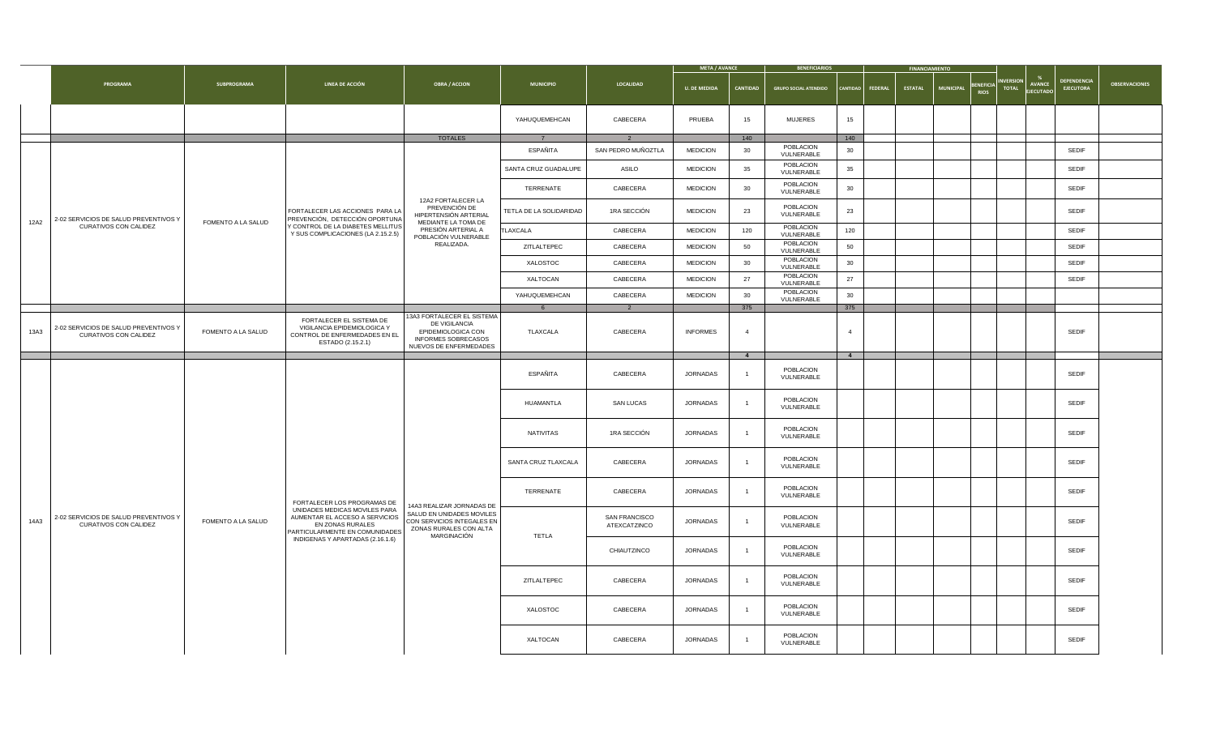| | PROGRAMA | SUBPROGRAMA | LINEA DE ACCIÓN | OBRA / ACCION | MUNICIPIO | LOCALIDAD | META / AVANCE | | BENEFICIARIOS | | FINANCIAMIENTO | | | | INVERSION TOTAL | % AVANCE EJECUTADO | DEPENDENCIA EJECUTORA | OBSERVACIONES |
|---|---|---|---|---|---|---|---|---|---|---|---|---|---|---|---|---|---|---|
| | | | | | | | U. DE MEDIDA | CANTIDAD | GRUPO SOCIAL ATENDIDO | CANTIDAD | FEDERAL | ESTATAL | MUNICIPAL | BENEFICIARIOS | | | | |
| | | | | | YAHUQUEMEHCAN | CABECERA | PRUEBA | 15 | MUJERES | 15 | | | | | | | | |
| | | | | TOTALES | 7 | 2 | | 140 | | 140 | | | | | | | | |
| 12A2 | 2-02 SERVICIOS DE SALUD PREVENTIVOS Y CURATIVOS CON CALIDEZ | FOMENTO A LA SALUD | FORTALECER LAS ACCIONES PARA LA PREVENCION, DETECCIÓN OPORTUNA Y CONTROL DE LA DIABETES MELLITUS Y SUS COMPLICACIONES (LA 2.15.2.5) | 12A2 FORTALECER LA PREVENCIÓN DE HIPERTENSIÓN ARTERIAL MEDIANTE LA TOMA DE PRESIÓN ARTERIAL A POBLACIÓN VULNERABLE REALIZADA. | ESPAÑITA | SAN PEDRO MUÑOZTLA | MEDICION | 30 | POBLACION VULNERABLE | 30 | | | | | | | SEDIF | |
| | | | | | SANTA CRUZ GUADALUPE | ASILO | MEDICION | 35 | POBLACION VULNERABLE | 35 | | | | | | | SEDIF | |
| | | | | | TERRENATE | CABECERA | MEDICION | 30 | POBLACION VULNERABLE | 30 | | | | | | | SEDIF | |
| | | | | | TETLA DE LA SOLIDARIDAD | 1RA SECCIÓN | MEDICION | 23 | POBLACION VULNERABLE | 23 | | | | | | | SEDIF | |
| | | | | | TLAXCALA | CABECERA | MEDICION | 120 | POBLACION VULNERABLE | 120 | | | | | | | SEDIF | |
| | | | | | ZITLALTEPEC | CABECERA | MEDICION | 50 | POBLACION VULNERABLE | 50 | | | | | | | SEDIF | |
| | | | | | XALOSTOC | CABECERA | MEDICION | 30 | POBLACION VULNERABLE | 30 | | | | | | | SEDIF | |
| | | | | | XALTOCAN | CABECERA | MEDICION | 27 | POBLACION VULNERABLE | 27 | | | | | | | SEDIF | |
| | | | | | YAHUQUEMEHCAN | CABECERA | MEDICION | 30 | POBLACION VULNERABLE | 30 | | | | | | | | |
| | | | | | 6 | 2 | | 375 | | 375 | | | | | | | | |
| 13A3 | 2-02 SERVICIOS DE SALUD PREVENTIVOS Y CURATIVOS CON CALIDEZ | FOMENTO A LA SALUD | FORTALECER EL SISTEMA DE VIGILANCIA EPIDEMIOLOGICA Y CONTROL DE ENFERMEDADES EN EL ESTADO (2.15.2.1) | 13A3 FORTALECER EL SISTEMA DE VIGILANCIA EPIDEMIOLOGICA CON INFORMES SOBRECASOS NUEVOS DE ENFERMEDADES | TLAXCALA | CABECERA | INFORMES | 4 | | 4 | | | | | | | SEDIF | |
| | | | | | | | | 4 | | 4 | | | | | | | | |
| 14A3 | 2-02 SERVICIOS DE SALUD PREVENTIVOS Y CURATIVOS CON CALIDEZ | FOMENTO A LA SALUD | FORTALECER LOS PROGRAMAS DE UNIDADES MEDICAS MOVILES PARA AUMENTAR EL ACCESO A SERVICIOS EN ZONAS RURALES PARTICULARMENTE EN COMUNIDADES INDIGENAS Y APARTADAS (2.16.1.6) | 14A3 REALIZAR JORNADAS DE SALUD EN UNIDADES MOVILES CON SERVICIOS INTEGALES EN ZONAS RURALES CON ALTA MARGINACIÓN | ESPAÑITA | CABECERA | JORNADAS | 1 | POBLACION VULNERABLE | | | | | | | | SEDIF | |
| | | | | | HUAMANTLA | SAN LUCAS | JORNADAS | 1 | POBLACION VULNERABLE | | | | | | | | SEDIF | |
| | | | | | NATIVITAS | 1RA SECCIÓN | JORNADAS | 1 | POBLACION VULNERABLE | | | | | | | | SEDIF | |
| | | | | | SANTA CRUZ TLAXCALA | CABECERA | JORNADAS | 1 | POBLACION VULNERABLE | | | | | | | | SEDIF | |
| | | | | | TERRENATE | CABECERA | JORNADAS | 1 | POBLACION VULNERABLE | | | | | | | | SEDIF | |
| | | | | | TETLA | SAN FRANCISCO ATEXCATZINCO | JORNADAS | 1 | POBLACION VULNERABLE | | | | | | | | SEDIF | |
| | | | | | | CHIAUTZINCO | JORNADAS | 1 | POBLACION VULNERABLE | | | | | | | | SEDIF | |
| | | | | | ZITLALTEPEC | CABECERA | JORNADAS | 1 | POBLACION VULNERABLE | | | | | | | | SEDIF | |
| | | | | | XALOSTOC | CABECERA | JORNADAS | 1 | POBLACION VULNERABLE | | | | | | | | SEDIF | |
| | | | | | XALTOCAN | CABECERA | JORNADAS | 1 | POBLACION VULNERABLE | | | | | | | | SEDIF | |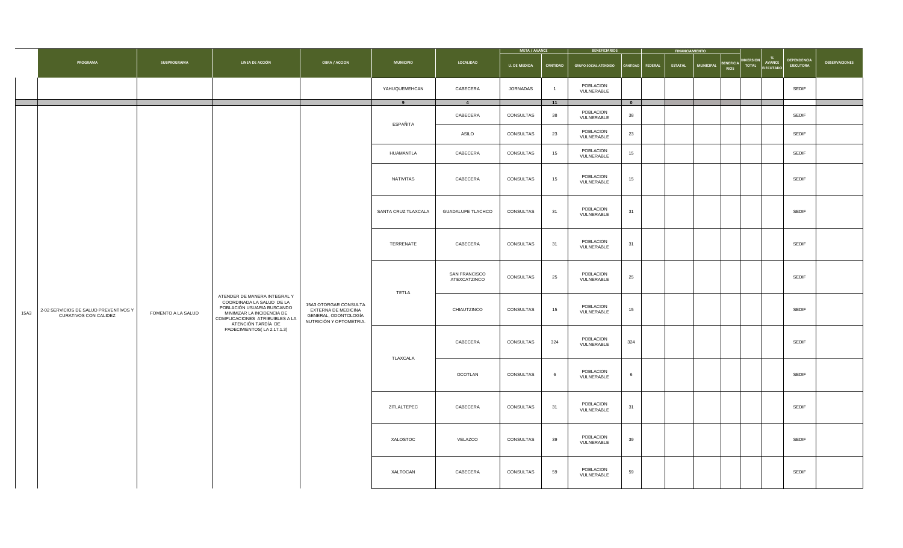| | PROGRAMA | SUBPROGRAMA | LINEA DE ACCIÓN | OBRA / ACCION | MUNICIPIO | LOCALIDAD | META / AVANCE | | BENEFICIARIOS | | FINANCIAMIENTO | | | | INVERSION TOTAL | % AVANCE EJECUTADO | DEPENDENCIA EJECUTORA | OBSERVACIONES |
|---|---|---|---|---|---|---|---|---|---|---|---|---|---|---|---|---|---|---|
| | | | | | | | U. DE MEDIDA | CANTIDAD | GRUPO SOCIAL ATENDIDO | CANTIDAD | FEDERAL | ESTATAL | MUNICIPAL | BENEFICIARIOS | | | | |
| | | | | | YAHUQUEMEHCAN | CABECERA | JORNADAS | 1 | POBLACION VULNERABLE | | | | | | | | SEDIF | |
| | | | | | 9 | 4 | | 11 | | 0 | | | | | | | | |
| 15A3 | 2-02 SERVICIOS DE SALUD PREVENTIVOS Y CURATIVOS CON CALIDEZ | FOMENTO A LA SALUD | ATENDER DE MANERA INTEGRAL Y COORDINADA LA SALUD DE LA POBLACIÓN USUARIA BUSCANDO MINIMIZAR LA INCIDENCIA DE COMPLICACIONES ATRIBUIBLES A LA ATENCIÓN TARDÍA DE PADECIMIENTOS( LA 2.17.1.3) | 15A3 OTORGAR CONSULTA EXTERNA DE MEDICINA GENERAL, ODONTOLOGÍA NUTRICIÓN Y OPTOMETRIA. | ESPAÑITA | CABECERA | CONSULTAS | 38 | POBLACION VULNERABLE | 38 | | | | | | | SEDIF | |
| | | | | | | ASILO | CONSULTAS | 23 | POBLACION VULNERABLE | 23 | | | | | | | SEDIF | |
| | | | | | HUAMANTLA | CABECERA | CONSULTAS | 15 | POBLACION VULNERABLE | 15 | | | | | | | SEDIF | |
| | | | | | NATIVITAS | CABECERA | CONSULTAS | 15 | POBLACION VULNERABLE | 15 | | | | | | | SEDIF | |
| | | | | | SANTA CRUZ TLAXCALA | GUADALUPE TLACHCO | CONSULTAS | 31 | POBLACION VULNERABLE | 31 | | | | | | | SEDIF | |
| | | | | | TERRENATE | CABECERA | CONSULTAS | 31 | POBLACION VULNERABLE | 31 | | | | | | | SEDIF | |
| | | | | | TETLA | SAN FRANCISCO ATEXCATZINCO | CONSULTAS | 25 | POBLACION VULNERABLE | 25 | | | | | | | SEDIF | |
| | | | | | | CHIAUTZINCO | CONSULTAS | 15 | POBLACION VULNERABLE | 15 | | | | | | | SEDIF | |
| | | | | | TLAXCALA | CABECERA | CONSULTAS | 324 | POBLACION VULNERABLE | 324 | | | | | | | SEDIF | |
| | | | | | | OCOTLAN | CONSULTAS | 6 | POBLACION VULNERABLE | 6 | | | | | | | SEDIF | |
| | | | | | ZITLALTEPEC | CABECERA | CONSULTAS | 31 | POBLACION VULNERABLE | 31 | | | | | | | SEDIF | |
| | | | | | XALOSTOC | VELAZCO | CONSULTAS | 39 | POBLACION VULNERABLE | 39 | | | | | | | SEDIF | |
| | | | | | XALTOCAN | CABECERA | CONSULTAS | 59 | POBLACION VULNERABLE | 59 | | | | | | | SEDIF | |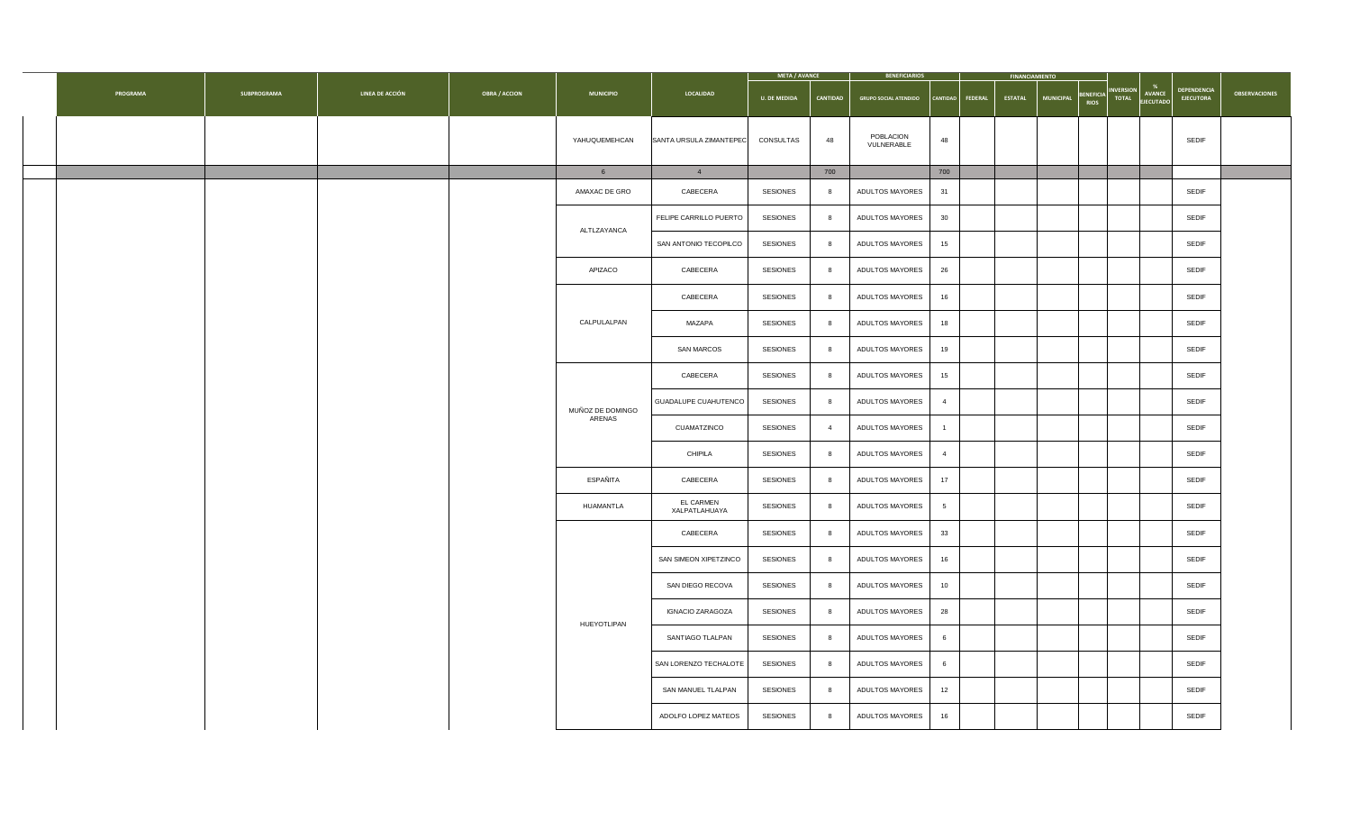| PROGRAMA | SUBPROGRAMA | LINEA DE ACCIÓN | OBRA / ACCION | MUNICIPIO | LOCALIDAD | META / AVANCE | | BENEFICIARIOS | | FINANCIAMIENTO | | | | INVERSION TOTAL | % AVANCE EJECUTADO | DEPENDENCIA EJECUTORA | OBSERVACIONES |
|---|---|---|---|---|---|---|---|---|---|---|---|---|---|---|---|---|---|
| | | | | | | U. DE MEDIDA | CANTIDAD | GRUPO SOCIAL ATENDIDO | CANTIDAD | FEDERAL | ESTATAL | MUNICIPAL | BENEFICIARIOS | | | | |
| | | | | YAHUQUEMEHCAN | SANTA URSULA ZIMANTEPEC | CONSULTAS | 48 | POBLACION VULNERABLE | 48 | | | | | | | SEDIF | |
| | | | | 6 | 4 | | 700 | | 700 | | | | | | | | |
| | | | | AMAXAC DE GRO | CABECERA | SESIONES | 8 | ADULTOS MAYORES | 31 | | | | | | | SEDIF | |
| | | | | ALTLZAYANCA | FELIPE CARRILLO PUERTO | SESIONES | 8 | ADULTOS MAYORES | 30 | | | | | | | SEDIF | |
| | | | | | SAN ANTONIO TECOPILCO | SESIONES | 8 | ADULTOS MAYORES | 15 | | | | | | | SEDIF | |
| | | | | APIZACO | CABECERA | SESIONES | 8 | ADULTOS MAYORES | 26 | | | | | | | SEDIF | |
| | | | | CALPULALPAN | CABECERA | SESIONES | 8 | ADULTOS MAYORES | 16 | | | | | | | SEDIF | |
| | | | | | MAZAPA | SESIONES | 8 | ADULTOS MAYORES | 18 | | | | | | | SEDIF | |
| | | | | | SAN MARCOS | SESIONES | 8 | ADULTOS MAYORES | 19 | | | | | | | SEDIF | |
| | | | | MUÑOZ DE DOMINGO ARENAS | CABECERA | SESIONES | 8 | ADULTOS MAYORES | 15 | | | | | | | SEDIF | |
| | | | | | GUADALUPE CUAHUTENCO | SESIONES | 8 | ADULTOS MAYORES | 4 | | | | | | | SEDIF | |
| | | | | | CUAMATZINCO | SESIONES | 4 | ADULTOS MAYORES | 1 | | | | | | | SEDIF | |
| | | | | | CHIPILA | SESIONES | 8 | ADULTOS MAYORES | 4 | | | | | | | SEDIF | |
| | | | | ESPAÑITA | CABECERA | SESIONES | 8 | ADULTOS MAYORES | 17 | | | | | | | SEDIF | |
| | | | | HUAMANTLA | EL CARMEN XALPATLAHUAYA | SESIONES | 8 | ADULTOS MAYORES | 5 | | | | | | | SEDIF | |
| | | | | HUEYOTLIPAN | CABECERA | SESIONES | 8 | ADULTOS MAYORES | 33 | | | | | | | SEDIF | |
| | | | | | SAN SIMEON XIPETZINCO | SESIONES | 8 | ADULTOS MAYORES | 16 | | | | | | | SEDIF | |
| | | | | | SAN DIEGO RECOVA | SESIONES | 8 | ADULTOS MAYORES | 10 | | | | | | | SEDIF | |
| | | | | | IGNACIO ZARAGOZA | SESIONES | 8 | ADULTOS MAYORES | 28 | | | | | | | SEDIF | |
| | | | | | SANTIAGO TLALPAN | SESIONES | 8 | ADULTOS MAYORES | 6 | | | | | | | SEDIF | |
| | | | | | SAN LORENZO TECHALOTE | SESIONES | 8 | ADULTOS MAYORES | 6 | | | | | | | SEDIF | |
| | | | | | SAN MANUEL TLALPAN | SESIONES | 8 | ADULTOS MAYORES | 12 | | | | | | | SEDIF | |
| | | | | | ADOLFO LOPEZ MATEOS | SESIONES | 8 | ADULTOS MAYORES | 16 | | | | | | | SEDIF | |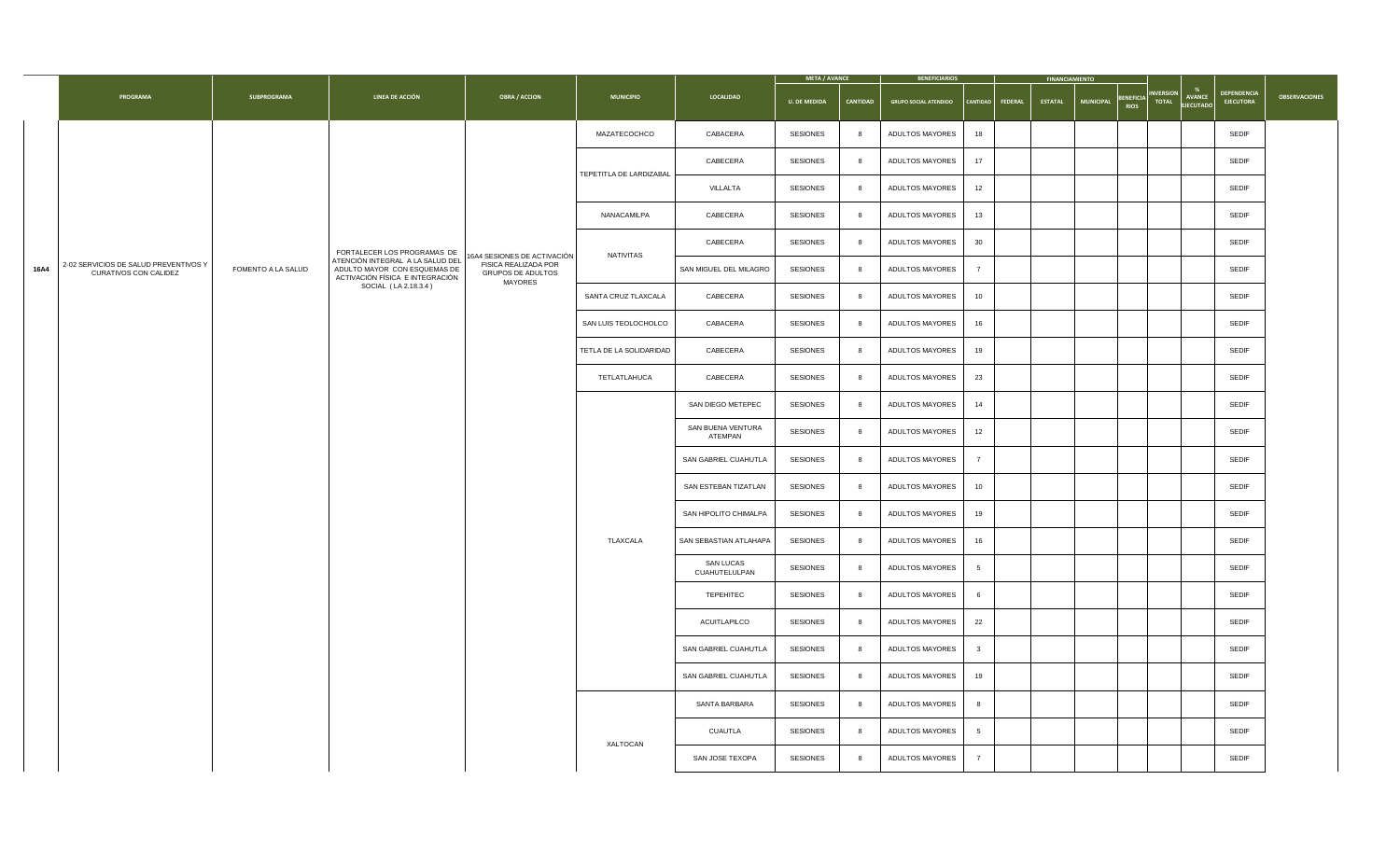| | PROGRAMA | SUBPROGRAMA | LINEA DE ACCIÓN | OBRA / ACCION | MUNICIPIO | LOCALIDAD | META / AVANCE | | BENEFICIARIOS | | FINANCIAMIENTO | | | | INVERSION TOTAL | % AVANCE EJECUTADO | DEPENDENCIA EJECUTORA | OBSERVACIONES |
|---|---|---|---|---|---|---|---|---|---|---|---|---|---|---|---|---|---|---|
| | | | | | | | U. DE MEDIDA | CANTIDAD | GRUPO SOCIAL ATENDIDO | CANTIDAD | FEDERAL | ESTATAL | MUNICIPAL | BENEFICIARIOS | | | | |
| 16A4 | 2-02 SERVICIOS DE SALUD PREVENTIVOS Y CURATIVOS CON CALIDEZ | FOMENTO A LA SALUD | FORTALECER LOS PROGRAMAS DE ATENCIÓN INTEGRAL A LA SALUD DEL ADULTO MAYOR CON ESQUEMAS DE ACTIVACIÓN FÍSICA E INTEGRACIÓN SOCIAL (LA 2.18.3.4) | 16A4 SESIONES DE ACTIVACIÓN FISICA REALIZADA POR GRUPOS DE ADULTOS MAYORES | MAZATECOCHCO | CABECERA | SESIONES | 8 | ADULTOS MAYORES | 18 | | | | | | | SEDIF | |
| | | | | | TEPETITLA DE LARDIZABAL | CABECERA | SESIONES | 8 | ADULTOS MAYORES | 17 | | | | | | | SEDIF | |
| | | | | | | VILLALTA | SESIONES | 8 | ADULTOS MAYORES | 12 | | | | | | | SEDIF | |
| | | | | | NANACAMILPA | CABECERA | SESIONES | 8 | ADULTOS MAYORES | 13 | | | | | | | SEDIF | |
| | | | | | NATIVITAS | CABECERA | SESIONES | 8 | ADULTOS MAYORES | 30 | | | | | | | SEDIF | |
| | | | | | | SAN MIGUEL DEL MILAGRO | SESIONES | 8 | ADULTOS MAYORES | 7 | | | | | | | SEDIF | |
| | | | | | SANTA CRUZ TLAXCALA | CABECERA | SESIONES | 8 | ADULTOS MAYORES | 10 | | | | | | | SEDIF | |
| | | | | | SAN LUIS TEOLOCHOLCO | CABECERA | SESIONES | 8 | ADULTOS MAYORES | 16 | | | | | | | SEDIF | |
| | | | | | TETLA DE LA SOLIDARIDAD | CABECERA | SESIONES | 8 | ADULTOS MAYORES | 19 | | | | | | | SEDIF | |
| | | | | | TETLATLAHUCA | CABECERA | SESIONES | 8 | ADULTOS MAYORES | 23 | | | | | | | SEDIF | |
| | | | | | TLAXCALA | SAN DIEGO METEPEC | SESIONES | 8 | ADULTOS MAYORES | 14 | | | | | | | SEDIF | |
| | | | | | | SAN BUENA VENTURA ATEMPAN | SESIONES | 8 | ADULTOS MAYORES | 12 | | | | | | | SEDIF | |
| | | | | | | SAN GABRIEL CUAHUTLA | SESIONES | 8 | ADULTOS MAYORES | 7 | | | | | | | SEDIF | |
| | | | | | | SAN ESTEBAN TIZATLAN | SESIONES | 8 | ADULTOS MAYORES | 10 | | | | | | | SEDIF | |
| | | | | | | SAN HIPOLITO CHIMALPA | SESIONES | 8 | ADULTOS MAYORES | 19 | | | | | | | SEDIF | |
| | | | | | | SAN SEBASTIAN ATLAHAPA | SESIONES | 8 | ADULTOS MAYORES | 16 | | | | | | | SEDIF | |
| | | | | | | SAN LUCAS CUAHUTELULPAN | SESIONES | 8 | ADULTOS MAYORES | 5 | | | | | | | SEDIF | |
| | | | | | | TEPEHITEC | SESIONES | 8 | ADULTOS MAYORES | 6 | | | | | | | SEDIF | |
| | | | | | | ACUITLAPILCO | SESIONES | 8 | ADULTOS MAYORES | 22 | | | | | | | SEDIF | |
| | | | | | | SAN GABRIEL CUAHUTLA | SESIONES | 8 | ADULTOS MAYORES | 3 | | | | | | | SEDIF | |
| | | | | | | SAN GABRIEL CUAHUTLA | SESIONES | 8 | ADULTOS MAYORES | 19 | | | | | | | SEDIF | |
| | | | | | XALTOCAN | SANTA BARBARA | SESIONES | 8 | ADULTOS MAYORES | 8 | | | | | | | SEDIF | |
| | | | | | | CUAUTLA | SESIONES | 8 | ADULTOS MAYORES | 5 | | | | | | | SEDIF | |
| | | | | | | SAN JOSE TEXOPA | SESIONES | 8 | ADULTOS MAYORES | 7 | | | | | | | SEDIF | |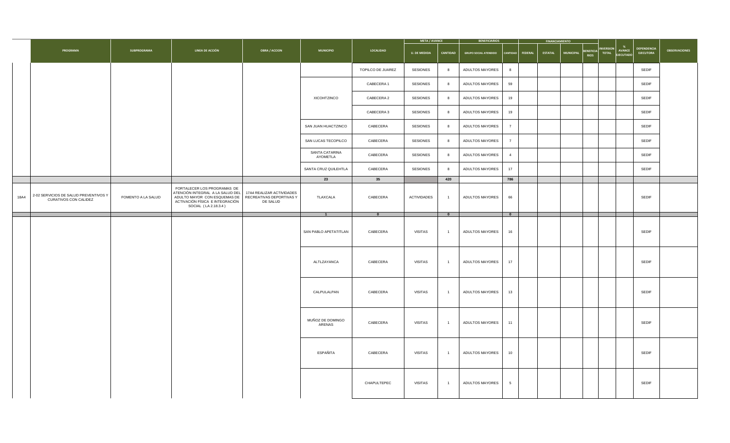| | PROGRAMA | SUBPROGRAMA | LINEA DE ACCIÓN | OBRA / ACCION | MUNICIPIO | LOCALIDAD | META / AVANCE | | BENEFICIARIOS | | FINANCIAMIENTO | | | | INVERSION TOTAL | % AVANCE EJECUTADO | DEPENDENCIA EJECUTORA | OBSERVACIONES |
|---|---|---|---|---|---|---|---|---|---|---|---|---|---|---|---|---|---|---|
| | | | | | | | U. DE MEDIDA | CANTIDAD | GRUPO SOCIAL ATENDIDO | CANTIDAD | FEDERAL | ESTATAL | MUNICIPAL | BENEFICIARIOS | | | | |
| | | | | | | TOPILCO DE JUAREZ | SESIONES | 8 | ADULTOS MAYORES | 8 | | | | | | | SEDIF | |
| | | | | | XICOHTZINCO | CABECERA 1 | SESIONES | 8 | ADULTOS MAYORES | 59 | | | | | | | SEDIF | |
| | | | | | | CABECERA 2 | SESIONES | 8 | ADULTOS MAYORES | 19 | | | | | | | SEDIF | |
| | | | | | | CABECERA 3 | SESIONES | 8 | ADULTOS MAYORES | 19 | | | | | | | SEDIF | |
| | | | | | SAN JUAN HUACTZINCO | CABECERA | SESIONES | 8 | ADULTOS MAYORES | 7 | | | | | | | SEDIF | |
| | | | | | SAN LUCAS TECOPILCO | CABECERA | SESIONES | 8 | ADULTOS MAYORES | 7 | | | | | | | SEDIF | |
| | | | | | SANTA CATARINA AYOMETLA | CABECERA | SESIONES | 8 | ADULTOS MAYORES | 4 | | | | | | | SEDIF | |
| | | | | | SANTA CRUZ QUILEHTLA | CABECERA | SESIONES | 8 | ADULTOS MAYORES | 17 | | | | | | | SEDIF | |
| | | | | | 23 | 35 | | 420 | | 786 | | | | | | | | |
| 18A4 | 2-02 SERVICIOS DE SALUD PREVENTIVOS Y CURATIVOS CON CALIDEZ | FOMENTO A LA SALUD | FORTALECER LOS PROGRAMAS DE ATENCIÓN INTEGRAL A LA SALUD DEL ADULTO MAYOR CON ESQUEMAS DE ACTIVACIÓN FÍSICA E INTEGRACIÓN SOCIAL ( LA 2.18.3.4 ) | 17A4 REALIZAR ACTIVIDADES RECREATIVAS DEPORTIVAS Y DE SALUD | TLAXCALA | CABECERA | ACTIVIDADES | 1 | ADULTOS MAYORES | 66 | | | | | | | SEDIF | |
| | | | | | 1 | 0 | | 0 | | 0 | | | | | | | | |
| | | | | | SAN PABLO APETATITLAN | CABECERA | VISITAS | 1 | ADULTOS MAYORES | 16 | | | | | | | SEDIF | |
| | | | | | ALTLZAYANCA | CABECERA | VISITAS | 1 | ADULTOS MAYORES | 17 | | | | | | | SEDIF | |
| | | | | | CALPULALPAN | CABECERA | VISITAS | 1 | ADULTOS MAYORES | 13 | | | | | | | SEDIF | |
| | | | | | MUÑOZ DE DOMINGO ARENAS | CABECERA | VISITAS | 1 | ADULTOS MAYORES | 11 | | | | | | | SEDIF | |
| | | | | | ESPAÑITA | CABECERA | VISITAS | 1 | ADULTOS MAYORES | 10 | | | | | | | SEDIF | |
| | | | | | | CHAPULTEPEC | VISITAS | 1 | ADULTOS MAYORES | 5 | | | | | | | SEDIF | |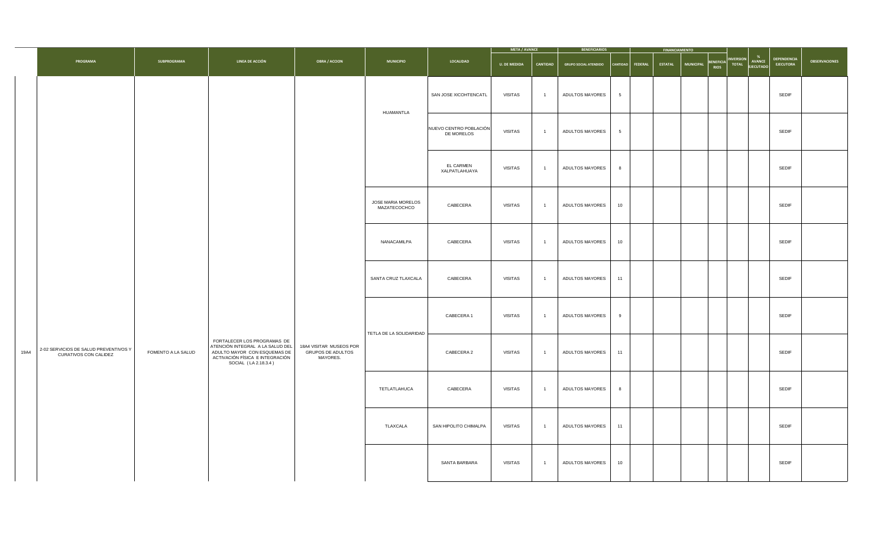| | PROGRAMA | SUBPROGRAMA | LINEA DE ACCIÓN | OBRA / ACCION | MUNICIPIO | LOCALIDAD | META / AVANCE | | BENEFICIARIOS | | FINANCIAMIENTO | | | | INVERSION TOTAL | % AVANCE EJECUTADO | DEPENDENCIA EJECUTORA | OBSERVACIONES |
|---|---|---|---|---|---|---|---|---|---|---|---|---|---|---|---|---|---|---|
| | | | | | | | U. DE MEDIDA | CANTIDAD | GRUPO SOCIAL ATENDIDO | CANTIDAD | FEDERAL | ESTATAL | MUNICIPAL | BENEFICIARIOS | | | | |
| 19A4 | 2-02 SERVICIOS DE SALUD PREVENTIVOS Y CURATIVOS CON CALIDEZ | FOMENTO A LA SALUD | FORTALECER LOS PROGRAMAS DE ATENCIÓN INTEGRAL A LA SALUD DEL ADULTO MAYOR CON ESQUEMAS DE ACTIVACIÓN FÍSICA E INTEGRACIÓN SOCIAL ( LA 2.18.3.4 ) | 18A4 VISITAR MUSEOS POR GRUPOS DE ADULTOS MAYORES. | HUAMANTLA | SAN JOSE XICOHTENCATL | VISITAS | 1 | ADULTOS MAYORES | 5 | | | | | | | SEDIF | |
| | | | | | | NUEVO CENTRO POBLACIÓN DE MORELOS | VISITAS | 1 | ADULTOS MAYORES | 5 | | | | | | | SEDIF | |
| | | | | | | EL CARMEN XALPATLAHUAYA | VISITAS | 1 | ADULTOS MAYORES | 8 | | | | | | | SEDIF | |
| | | | | | JOSE MARIA MORELOS MAZATECOCHCO | CABECERA | VISITAS | 1 | ADULTOS MAYORES | 10 | | | | | | | SEDIF | |
| | | | | | NANACAMILPA | CABECERA | VISITAS | 1 | ADULTOS MAYORES | 10 | | | | | | | SEDIF | |
| | | | | | SANTA CRUZ TLAXCALA | CABECERA | VISITAS | 1 | ADULTOS MAYORES | 11 | | | | | | | SEDIF | |
| | | | | | TETLA DE LA SOLIDARIDAD | CABECERA 1 | VISITAS | 1 | ADULTOS MAYORES | 9 | | | | | | | SEDIF | |
| | | | | | | CABECERA 2 | VISITAS | 1 | ADULTOS MAYORES | 11 | | | | | | | SEDIF | |
| | | | | | TETLATLAHUCA | CABECERA | VISITAS | 1 | ADULTOS MAYORES | 8 | | | | | | | SEDIF | |
| | | | | | TLAXCALA | SAN HIPOLITO CHIMALPA | VISITAS | 1 | ADULTOS MAYORES | 11 | | | | | | | SEDIF | |
| | | | | | | SANTA BARBARA | VISITAS | 1 | ADULTOS MAYORES | 10 | | | | | | | SEDIF | |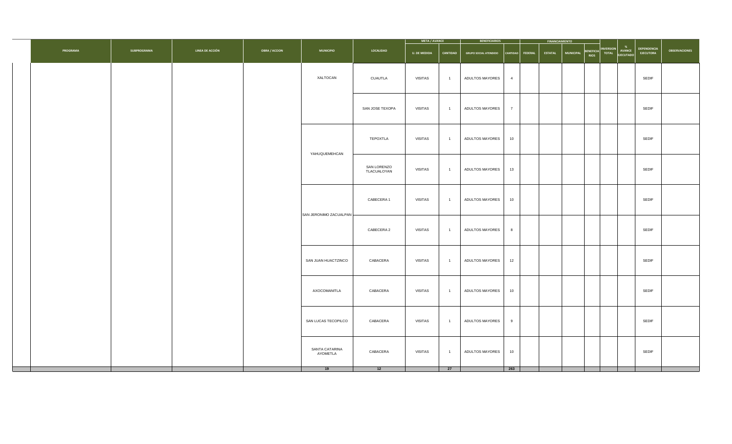| PROGRAMA | SUBPROGRAMA | LINEA DE ACCIÓN | OBRA / ACCION | MUNICIPIO | LOCALIDAD | META / AVANCE | | BENEFICIARIOS | | FINANCIAMIENTO | | | | INVERSION TOTAL | % AVANCE EJECUTADO | DEPENDENCIA EJECUTORA | OBSERVACIONES |
|---|---|---|---|---|---|---|---|---|---|---|---|---|---|---|---|---|---|
| | | | | | | U. DE MEDIDA | CANTIDAD | GRUPO SOCIAL ATENDIDO | CANTIDAD | FEDERAL | ESTATAL | MUNICIPAL | BENEFICIARIOS | | | | |
| | | | | XALTOCAN | CUAUTLA | VISITAS | 1 | ADULTOS MAYORES | 4 | | | | | | | SEDIF | |
| | | | | | SAN JOSE TEXOPA | VISITAS | 1 | ADULTOS MAYORES | 7 | | | | | | | SEDIF | |
| | | | | YAHUQUEMEHCAN | TEPOXTLA | VISITAS | 1 | ADULTOS MAYORES | 10 | | | | | | | SEDIF | |
| | | | | | SAN LORENZO TLACUALOYAN | VISITAS | 1 | ADULTOS MAYORES | 13 | | | | | | | SEDIF | |
| | | | | SAN JERONIMO ZACUALPAN | CABECERA 1 | VISITAS | 1 | ADULTOS MAYORES | 10 | | | | | | | SEDIF | |
| | | | | | CABECERA 2 | VISITAS | 1 | ADULTOS MAYORES | 8 | | | | | | | SEDIF | |
| | | | | SAN JUAN HUACTZINCO | CABACERA | VISITAS | 1 | ADULTOS MAYORES | 12 | | | | | | | SEDIF | |
| | | | | AXOCOMANITLA | CABACERA | VISITAS | 1 | ADULTOS MAYORES | 10 | | | | | | | SEDIF | |
| | | | | SAN LUCAS TECOPILCO | CABACERA | VISITAS | 1 | ADULTOS MAYORES | 9 | | | | | | | SEDIF | |
| | | | | SANTA CATARINA AYOMETLA | CABACERA | VISITAS | 1 | ADULTOS MAYORES | 10 | | | | | | | SEDIF | |
| | | | | 19 | 12 | | 27 | | 263 | | | | | | | | |